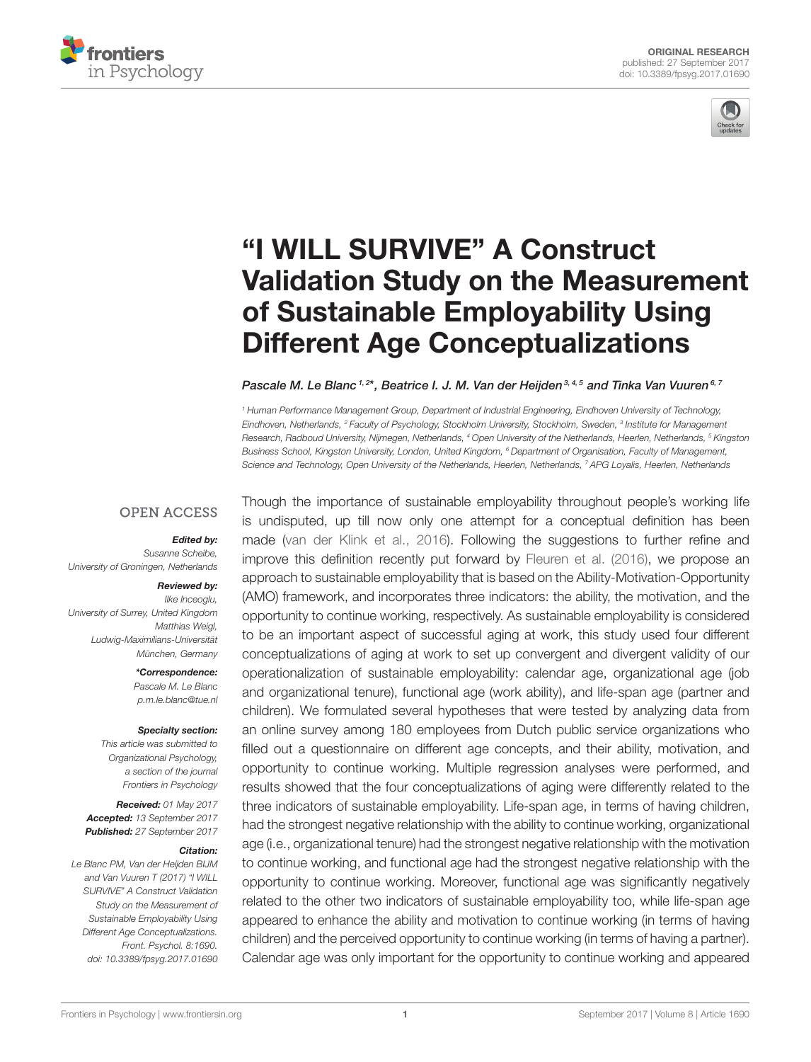ORIGINAL RESEARCH
published: 27 September 2017
doi: 10.3389/fpsyg.2017.01690

# "I WILL SURVIVE" A Construct Validation Study on the Measurement of Sustainable Employability Using Different Age Conceptualizations

*Pascale M. Le Blanc*[1,2]*, *Beatrice I. J. M. Van der Heijden*[3,4,5] *and Tinka Van Vuuren*[6,7]

[1] Human Performance Management Group, Department of Industrial Engineering, Eindhoven University of Technology, Eindhoven, Netherlands, [2] Faculty of Psychology, Stockholm University, Stockholm, Sweden, [3] Institute for Management Research, Radboud University, Nijmegen, Netherlands, [4] Open University of the Netherlands, Heerlen, Netherlands, [5] Kingston Business School, Kingston University, London, United Kingdom, [6] Department of Organisation, Faculty of Management, Science and Technology, Open University of the Netherlands, Heerlen, Netherlands, [7] APG Loyalis, Heerlen, Netherlands

OPEN ACCESS

***Edited by:***
*Susanne Scheibe,*
*University of Groningen, Netherlands*

***Reviewed by:***
*Ilke Inceoglu,*
*University of Surrey, United Kingdom*
*Matthias Weigl,*
*Ludwig-Maximilians-Universität München, Germany*

****Correspondence:***
*Pascale M. Le Blanc*
*p.m.le.blanc@tue.nl*

***Specialty section:***
*This article was submitted to Organizational Psychology, a section of the journal Frontiers in Psychology*

***Received:*** *01 May 2017*
***Accepted:*** *13 September 2017*
***Published:*** *27 September 2017*

***Citation:***
*Le Blanc PM, Van der Heijden BIJM and Van Vuuren T (2017) "I WILL SURVIVE" A Construct Validation Study on the Measurement of Sustainable Employability Using Different Age Conceptualizations. Front. Psychol. 8:1690. doi: 10.3389/fpsyg.2017.01690*

Though the importance of sustainable employability throughout people's working life is undisputed, up till now only one attempt for a conceptual definition has been made (van der Klink et al., 2016). Following the suggestions to further refine and improve this definition recently put forward by Fleuren et al. (2016), we propose an approach to sustainable employability that is based on the Ability-Motivation-Opportunity (AMO) framework, and incorporates three indicators: the ability, the motivation, and the opportunity to continue working, respectively. As sustainable employability is considered to be an important aspect of successful aging at work, this study used four different conceptualizations of aging at work to set up convergent and divergent validity of our operationalization of sustainable employability: calendar age, organizational age (job and organizational tenure), functional age (work ability), and life-span age (partner and children). We formulated several hypotheses that were tested by analyzing data from an online survey among 180 employees from Dutch public service organizations who filled out a questionnaire on different age concepts, and their ability, motivation, and opportunity to continue working. Multiple regression analyses were performed, and results showed that the four conceptualizations of aging were differently related to the three indicators of sustainable employability. Life-span age, in terms of having children, had the strongest negative relationship with the ability to continue working, organizational age (i.e., organizational tenure) had the strongest negative relationship with the motivation to continue working, and functional age had the strongest negative relationship with the opportunity to continue working. Moreover, functional age was significantly negatively related to the other two indicators of sustainable employability too, while life-span age appeared to enhance the ability and motivation to continue working (in terms of having children) and the perceived opportunity to continue working (in terms of having a partner). Calendar age was only important for the opportunity to continue working and appeared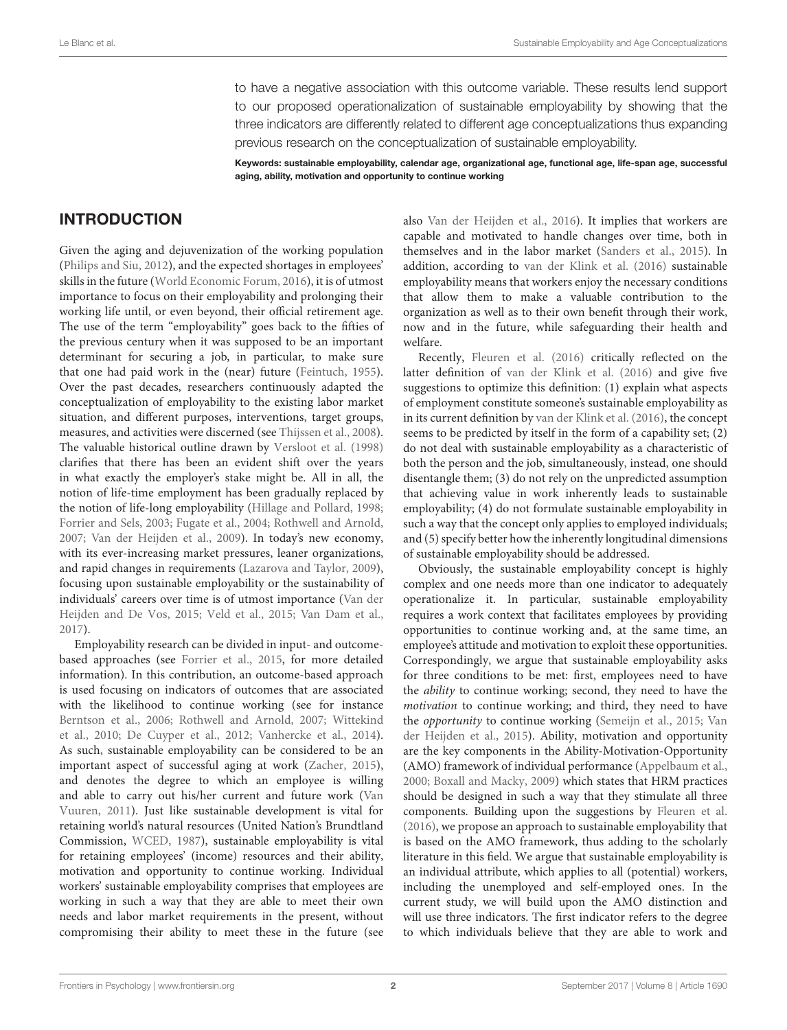to have a negative association with this outcome variable. These results lend support to our proposed operationalization of sustainable employability by showing that the three indicators are differently related to different age conceptualizations thus expanding previous research on the conceptualization of sustainable employability.

**Keywords: sustainable employability, calendar age, organizational age, functional age, life-span age, successful aging, ability, motivation and opportunity to continue working**

## INTRODUCTION

Given the aging and dejuvenization of the working population (Philips and Siu, 2012), and the expected shortages in employees' skills in the future (World Economic Forum, 2016), it is of utmost importance to focus on their employability and prolonging their working life until, or even beyond, their official retirement age. The use of the term "employability" goes back to the fifties of the previous century when it was supposed to be an important determinant for securing a job, in particular, to make sure that one had paid work in the (near) future (Feintuch, 1955). Over the past decades, researchers continuously adapted the conceptualization of employability to the existing labor market situation, and different purposes, interventions, target groups, measures, and activities were discerned (see Thijssen et al., 2008). The valuable historical outline drawn by Versloot et al. (1998) clarifies that there has been an evident shift over the years in what exactly the employer's stake might be. All in all, the notion of life-time employment has been gradually replaced by the notion of life-long employability (Hillage and Pollard, 1998; Forrier and Sels, 2003; Fugate et al., 2004; Rothwell and Arnold, 2007; Van der Heijden et al., 2009). In today's new economy, with its ever-increasing market pressures, leaner organizations, and rapid changes in requirements (Lazarova and Taylor, 2009), focusing upon sustainable employability or the sustainability of individuals' careers over time is of utmost importance (Van der Heijden and De Vos, 2015; Veld et al., 2015; Van Dam et al., 2017).

Employability research can be divided in input- and outcome-based approaches (see Forrier et al., 2015, for more detailed information). In this contribution, an outcome-based approach is used focusing on indicators of outcomes that are associated with the likelihood to continue working (see for instance Berntson et al., 2006; Rothwell and Arnold, 2007; Wittekind et al., 2010; De Cuyper et al., 2012; Vanhercke et al., 2014). As such, sustainable employability can be considered to be an important aspect of successful aging at work (Zacher, 2015), and denotes the degree to which an employee is willing and able to carry out his/her current and future work (Van Vuuren, 2011). Just like sustainable development is vital for retaining world's natural resources (United Nation's Brundtland Commission, WCED, 1987), sustainable employability is vital for retaining employees' (income) resources and their ability, motivation and opportunity to continue working. Individual workers' sustainable employability comprises that employees are working in such a way that they are able to meet their own needs and labor market requirements in the present, without compromising their ability to meet these in the future (see also Van der Heijden et al., 2016). It implies that workers are capable and motivated to handle changes over time, both in themselves and in the labor market (Sanders et al., 2015). In addition, according to van der Klink et al. (2016) sustainable employability means that workers enjoy the necessary conditions that allow them to make a valuable contribution to the organization as well as to their own benefit through their work, now and in the future, while safeguarding their health and welfare.

Recently, Fleuren et al. (2016) critically reflected on the latter definition of van der Klink et al. (2016) and give five suggestions to optimize this definition: (1) explain what aspects of employment constitute someone's sustainable employability as in its current definition by van der Klink et al. (2016), the concept seems to be predicted by itself in the form of a capability set; (2) do not deal with sustainable employability as a characteristic of both the person and the job, simultaneously, instead, one should disentangle them; (3) do not rely on the unpredicted assumption that achieving value in work inherently leads to sustainable employability; (4) do not formulate sustainable employability in such a way that the concept only applies to employed individuals; and (5) specify better how the inherently longitudinal dimensions of sustainable employability should be addressed.

Obviously, the sustainable employability concept is highly complex and one needs more than one indicator to adequately operationalize it. In particular, sustainable employability requires a work context that facilitates employees by providing opportunities to continue working and, at the same time, an employee's attitude and motivation to exploit these opportunities. Correspondingly, we argue that sustainable employability asks for three conditions to be met: first, employees need to have the *ability* to continue working; second, they need to have the *motivation* to continue working; and third, they need to have the *opportunity* to continue working (Semeijn et al., 2015; Van der Heijden et al., 2015). Ability, motivation and opportunity are the key components in the Ability-Motivation-Opportunity (AMO) framework of individual performance (Appelbaum et al., 2000; Boxall and Macky, 2009) which states that HRM practices should be designed in such a way that they stimulate all three components. Building upon the suggestions by Fleuren et al. (2016), we propose an approach to sustainable employability that is based on the AMO framework, thus adding to the scholarly literature in this field. We argue that sustainable employability is an individual attribute, which applies to all (potential) workers, including the unemployed and self-employed ones. In the current study, we will build upon the AMO distinction and will use three indicators. The first indicator refers to the degree to which individuals believe that they are able to work and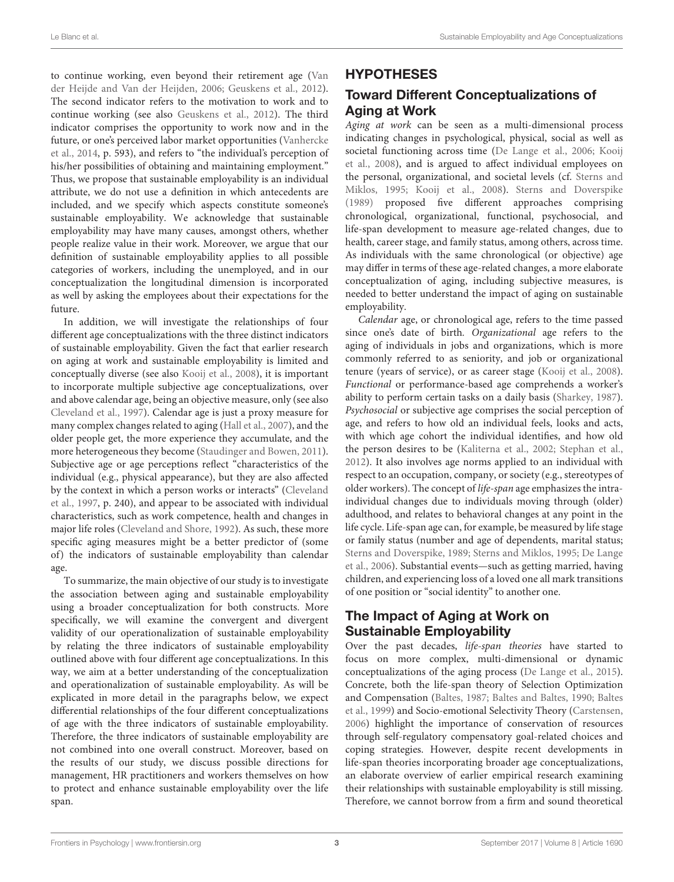to continue working, even beyond their retirement age (Van der Heijde and Van der Heijden, 2006; Geuskens et al., 2012). The second indicator refers to the motivation to work and to continue working (see also Geuskens et al., 2012). The third indicator comprises the opportunity to work now and in the future, or one's perceived labor market opportunities (Vanhercke et al., 2014, p. 593), and refers to "the individual's perception of his/her possibilities of obtaining and maintaining employment." Thus, we propose that sustainable employability is an individual attribute, we do not use a definition in which antecedents are included, and we specify which aspects constitute someone's sustainable employability. We acknowledge that sustainable employability may have many causes, amongst others, whether people realize value in their work. Moreover, we argue that our definition of sustainable employability applies to all possible categories of workers, including the unemployed, and in our conceptualization the longitudinal dimension is incorporated as well by asking the employees about their expectations for the future.

In addition, we will investigate the relationships of four different age conceptualizations with the three distinct indicators of sustainable employability. Given the fact that earlier research on aging at work and sustainable employability is limited and conceptually diverse (see also Kooij et al., 2008), it is important to incorporate multiple subjective age conceptualizations, over and above calendar age, being an objective measure, only (see also Cleveland et al., 1997). Calendar age is just a proxy measure for many complex changes related to aging (Hall et al., 2007), and the older people get, the more experience they accumulate, and the more heterogeneous they become (Staudinger and Bowen, 2011). Subjective age or age perceptions reflect "characteristics of the individual (e.g., physical appearance), but they are also affected by the context in which a person works or interacts" (Cleveland et al., 1997, p. 240), and appear to be associated with individual characteristics, such as work competence, health and changes in major life roles (Cleveland and Shore, 1992). As such, these more specific aging measures might be a better predictor of (some of) the indicators of sustainable employability than calendar age.

To summarize, the main objective of our study is to investigate the association between aging and sustainable employability using a broader conceptualization for both constructs. More specifically, we will examine the convergent and divergent validity of our operationalization of sustainable employability by relating the three indicators of sustainable employability outlined above with four different age conceptualizations. In this way, we aim at a better understanding of the conceptualization and operationalization of sustainable employability. As will be explicated in more detail in the paragraphs below, we expect differential relationships of the four different conceptualizations of age with the three indicators of sustainable employability. Therefore, the three indicators of sustainable employability are not combined into one overall construct. Moreover, based on the results of our study, we discuss possible directions for management, HR practitioners and workers themselves on how to protect and enhance sustainable employability over the life span.

# HYPOTHESES

## Toward Different Conceptualizations of Aging at Work

*Aging at work* can be seen as a multi-dimensional process indicating changes in psychological, physical, social as well as societal functioning across time (De Lange et al., 2006; Kooij et al., 2008), and is argued to affect individual employees on the personal, organizational, and societal levels (cf. Sterns and Miklos, 1995; Kooij et al., 2008). Sterns and Doverspike (1989) proposed five different approaches comprising chronological, organizational, functional, psychosocial, and life-span development to measure age-related changes, due to health, career stage, and family status, among others, across time. As individuals with the same chronological (or objective) age may differ in terms of these age-related changes, a more elaborate conceptualization of aging, including subjective measures, is needed to better understand the impact of aging on sustainable employability.

*Calendar* age, or chronological age, refers to the time passed since one's date of birth. *Organizational* age refers to the aging of individuals in jobs and organizations, which is more commonly referred to as seniority, and job or organizational tenure (years of service), or as career stage (Kooij et al., 2008). *Functional* or performance-based age comprehends a worker's ability to perform certain tasks on a daily basis (Sharkey, 1987). *Psychosocial* or subjective age comprises the social perception of age, and refers to how old an individual feels, looks and acts, with which age cohort the individual identifies, and how old the person desires to be (Kaliterna et al., 2002; Stephan et al., 2012). It also involves age norms applied to an individual with respect to an occupation, company, or society (e.g., stereotypes of older workers). The concept of *life-span* age emphasizes the intra-individual changes due to individuals moving through (older) adulthood, and relates to behavioral changes at any point in the life cycle. Life-span age can, for example, be measured by life stage or family status (number and age of dependents, marital status; Sterns and Doverspike, 1989; Sterns and Miklos, 1995; De Lange et al., 2006). Substantial events—such as getting married, having children, and experiencing loss of a loved one all mark transitions of one position or "social identity" to another one.

## The Impact of Aging at Work on Sustainable Employability

Over the past decades, *life-span theories* have started to focus on more complex, multi-dimensional or dynamic conceptualizations of the aging process (De Lange et al., 2015). Concrete, both the life-span theory of Selection Optimization and Compensation (Baltes, 1987; Baltes and Baltes, 1990; Baltes et al., 1999) and Socio-emotional Selectivity Theory (Carstensen, 2006) highlight the importance of conservation of resources through self-regulatory compensatory goal-related choices and coping strategies. However, despite recent developments in life-span theories incorporating broader age conceptualizations, an elaborate overview of earlier empirical research examining their relationships with sustainable employability is still missing. Therefore, we cannot borrow from a firm and sound theoretical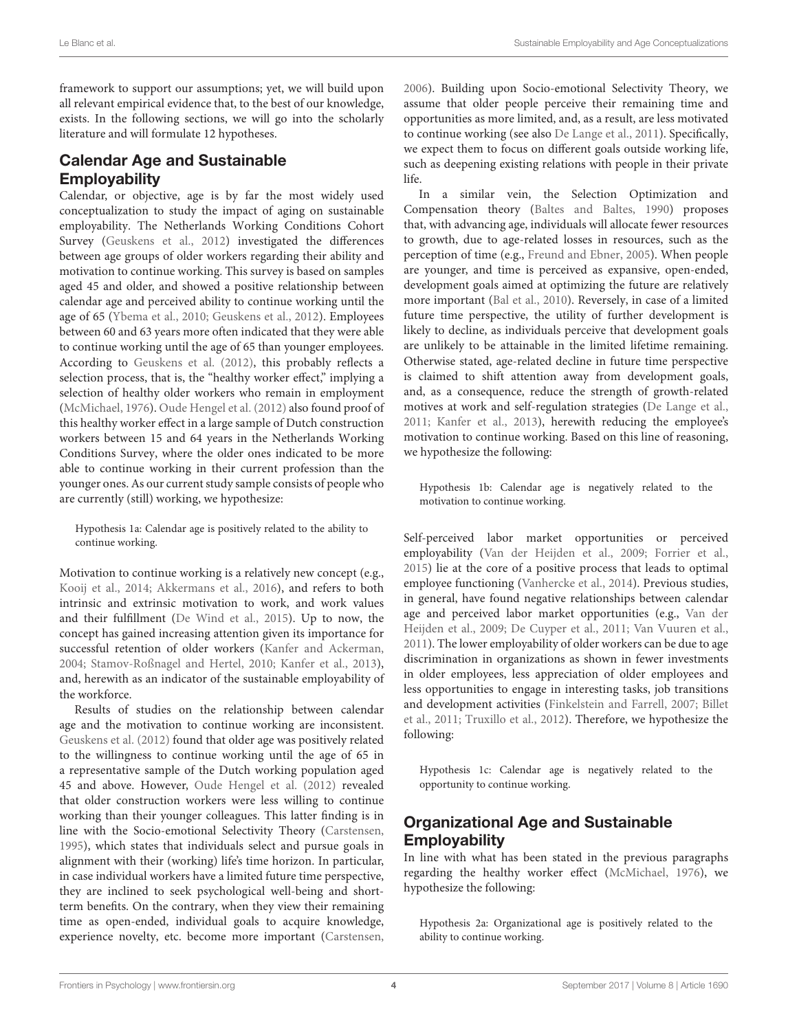framework to support our assumptions; yet, we will build upon all relevant empirical evidence that, to the best of our knowledge, exists. In the following sections, we will go into the scholarly literature and will formulate 12 hypotheses.

## Calendar Age and Sustainable Employability

Calendar, or objective, age is by far the most widely used conceptualization to study the impact of aging on sustainable employability. The Netherlands Working Conditions Cohort Survey (Geuskens et al., 2012) investigated the differences between age groups of older workers regarding their ability and motivation to continue working. This survey is based on samples aged 45 and older, and showed a positive relationship between calendar age and perceived ability to continue working until the age of 65 (Ybema et al., 2010; Geuskens et al., 2012). Employees between 60 and 63 years more often indicated that they were able to continue working until the age of 65 than younger employees. According to Geuskens et al. (2012), this probably reflects a selection process, that is, the "healthy worker effect," implying a selection of healthy older workers who remain in employment (McMichael, 1976). Oude Hengel et al. (2012) also found proof of this healthy worker effect in a large sample of Dutch construction workers between 15 and 64 years in the Netherlands Working Conditions Survey, where the older ones indicated to be more able to continue working in their current profession than the younger ones. As our current study sample consists of people who are currently (still) working, we hypothesize:

> Hypothesis 1a: Calendar age is positively related to the ability to continue working.

Motivation to continue working is a relatively new concept (e.g., Kooij et al., 2014; Akkermans et al., 2016), and refers to both intrinsic and extrinsic motivation to work, and work values and their fulfillment (De Wind et al., 2015). Up to now, the concept has gained increasing attention given its importance for successful retention of older workers (Kanfer and Ackerman, 2004; Stamov-Roßnagel and Hertel, 2010; Kanfer et al., 2013), and, herewith as an indicator of the sustainable employability of the workforce.

Results of studies on the relationship between calendar age and the motivation to continue working are inconsistent. Geuskens et al. (2012) found that older age was positively related to the willingness to continue working until the age of 65 in a representative sample of the Dutch working population aged 45 and above. However, Oude Hengel et al. (2012) revealed that older construction workers were less willing to continue working than their younger colleagues. This latter finding is in line with the Socio-emotional Selectivity Theory (Carstensen, 1995), which states that individuals select and pursue goals in alignment with their (working) life's time horizon. In particular, in case individual workers have a limited future time perspective, they are inclined to seek psychological well-being and short-term benefits. On the contrary, when they view their remaining time as open-ended, individual goals to acquire knowledge, experience novelty, etc. become more important (Carstensen, 2006). Building upon Socio-emotional Selectivity Theory, we assume that older people perceive their remaining time and opportunities as more limited, and, as a result, are less motivated to continue working (see also De Lange et al., 2011). Specifically, we expect them to focus on different goals outside working life, such as deepening existing relations with people in their private life.

In a similar vein, the Selection Optimization and Compensation theory (Baltes and Baltes, 1990) proposes that, with advancing age, individuals will allocate fewer resources to growth, due to age-related losses in resources, such as the perception of time (e.g., Freund and Ebner, 2005). When people are younger, and time is perceived as expansive, open-ended, development goals aimed at optimizing the future are relatively more important (Bal et al., 2010). Reversely, in case of a limited future time perspective, the utility of further development is likely to decline, as individuals perceive that development goals are unlikely to be attainable in the limited lifetime remaining. Otherwise stated, age-related decline in future time perspective is claimed to shift attention away from development goals, and, as a consequence, reduce the strength of growth-related motives at work and self-regulation strategies (De Lange et al., 2011; Kanfer et al., 2013), herewith reducing the employee's motivation to continue working. Based on this line of reasoning, we hypothesize the following:

> Hypothesis 1b: Calendar age is negatively related to the motivation to continue working.

Self-perceived labor market opportunities or perceived employability (Van der Heijden et al., 2009; Forrier et al., 2015) lie at the core of a positive process that leads to optimal employee functioning (Vanhercke et al., 2014). Previous studies, in general, have found negative relationships between calendar age and perceived labor market opportunities (e.g., Van der Heijden et al., 2009; De Cuyper et al., 2011; Van Vuuren et al., 2011). The lower employability of older workers can be due to age discrimination in organizations as shown in fewer investments in older employees, less appreciation of older employees and less opportunities to engage in interesting tasks, job transitions and development activities (Finkelstein and Farrell, 2007; Billet et al., 2011; Truxillo et al., 2012). Therefore, we hypothesize the following:

> Hypothesis 1c: Calendar age is negatively related to the opportunity to continue working.

## Organizational Age and Sustainable Employability

In line with what has been stated in the previous paragraphs regarding the healthy worker effect (McMichael, 1976), we hypothesize the following:

> Hypothesis 2a: Organizational age is positively related to the ability to continue working.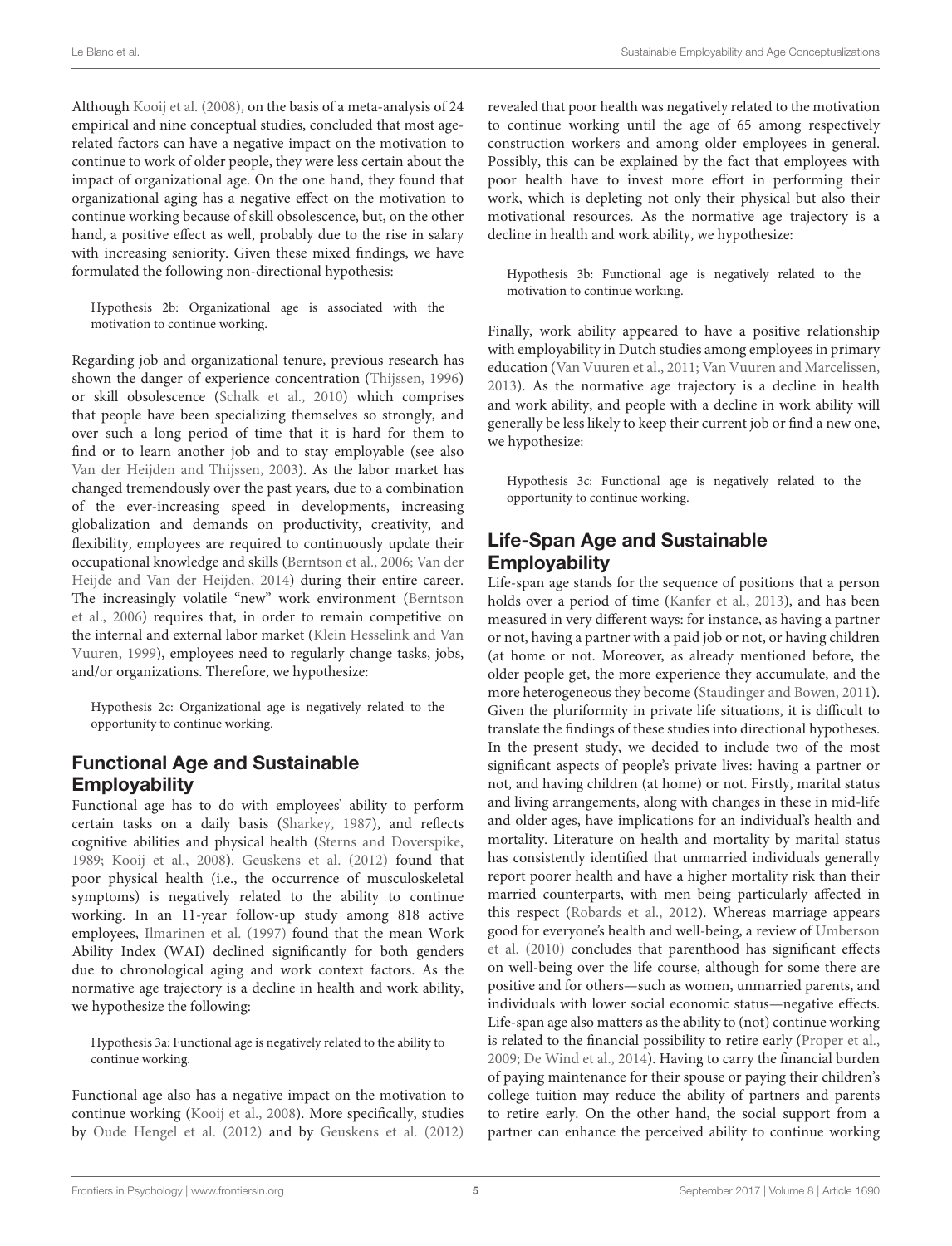Although Kooij et al. (2008), on the basis of a meta-analysis of 24 empirical and nine conceptual studies, concluded that most age-related factors can have a negative impact on the motivation to continue to work of older people, they were less certain about the impact of organizational age. On the one hand, they found that organizational aging has a negative effect on the motivation to continue working because of skill obsolescence, but, on the other hand, a positive effect as well, probably due to the rise in salary with increasing seniority. Given these mixed findings, we have formulated the following non-directional hypothesis:

> Hypothesis 2b: Organizational age is associated with the motivation to continue working.

Regarding job and organizational tenure, previous research has shown the danger of experience concentration (Thijssen, 1996) or skill obsolescence (Schalk et al., 2010) which comprises that people have been specializing themselves so strongly, and over such a long period of time that it is hard for them to find or to learn another job and to stay employable (see also Van der Heijden and Thijssen, 2003). As the labor market has changed tremendously over the past years, due to a combination of the ever-increasing speed in developments, increasing globalization and demands on productivity, creativity, and flexibility, employees are required to continuously update their occupational knowledge and skills (Berntson et al., 2006; Van der Heijde and Van der Heijden, 2014) during their entire career. The increasingly volatile "new" work environment (Berntson et al., 2006) requires that, in order to remain competitive on the internal and external labor market (Klein Hesselink and Van Vuuren, 1999), employees need to regularly change tasks, jobs, and/or organizations. Therefore, we hypothesize:

> Hypothesis 2c: Organizational age is negatively related to the opportunity to continue working.

## Functional Age and Sustainable Employability

Functional age has to do with employees' ability to perform certain tasks on a daily basis (Sharkey, 1987), and reflects cognitive abilities and physical health (Sterns and Doverspike, 1989; Kooij et al., 2008). Geuskens et al. (2012) found that poor physical health (i.e., the occurrence of musculoskeletal symptoms) is negatively related to the ability to continue working. In an 11-year follow-up study among 818 active employees, Ilmarinen et al. (1997) found that the mean Work Ability Index (WAI) declined significantly for both genders due to chronological aging and work context factors. As the normative age trajectory is a decline in health and work ability, we hypothesize the following:

> Hypothesis 3a: Functional age is negatively related to the ability to continue working.

Functional age also has a negative impact on the motivation to continue working (Kooij et al., 2008). More specifically, studies by Oude Hengel et al. (2012) and by Geuskens et al. (2012) revealed that poor health was negatively related to the motivation to continue working until the age of 65 among respectively construction workers and among older employees in general. Possibly, this can be explained by the fact that employees with poor health have to invest more effort in performing their work, which is depleting not only their physical but also their motivational resources. As the normative age trajectory is a decline in health and work ability, we hypothesize:

> Hypothesis 3b: Functional age is negatively related to the motivation to continue working.

Finally, work ability appeared to have a positive relationship with employability in Dutch studies among employees in primary education (Van Vuuren et al., 2011; Van Vuuren and Marcelissen, 2013). As the normative age trajectory is a decline in health and work ability, and people with a decline in work ability will generally be less likely to keep their current job or find a new one, we hypothesize:

> Hypothesis 3c: Functional age is negatively related to the opportunity to continue working.

## Life-Span Age and Sustainable Employability

Life-span age stands for the sequence of positions that a person holds over a period of time (Kanfer et al., 2013), and has been measured in very different ways: for instance, as having a partner or not, having a partner with a paid job or not, or having children (at home or not. Moreover, as already mentioned before, the older people get, the more experience they accumulate, and the more heterogeneous they become (Staudinger and Bowen, 2011). Given the pluriformity in private life situations, it is difficult to translate the findings of these studies into directional hypotheses. In the present study, we decided to include two of the most significant aspects of people's private lives: having a partner or not, and having children (at home) or not. Firstly, marital status and living arrangements, along with changes in these in mid-life and older ages, have implications for an individual's health and mortality. Literature on health and mortality by marital status has consistently identified that unmarried individuals generally report poorer health and have a higher mortality risk than their married counterparts, with men being particularly affected in this respect (Robards et al., 2012). Whereas marriage appears good for everyone's health and well-being, a review of Umberson et al. (2010) concludes that parenthood has significant effects on well-being over the life course, although for some there are positive and for others—such as women, unmarried parents, and individuals with lower social economic status—negative effects. Life-span age also matters as the ability to (not) continue working is related to the financial possibility to retire early (Proper et al., 2009; De Wind et al., 2014). Having to carry the financial burden of paying maintenance for their spouse or paying their children's college tuition may reduce the ability of partners and parents to retire early. On the other hand, the social support from a partner can enhance the perceived ability to continue working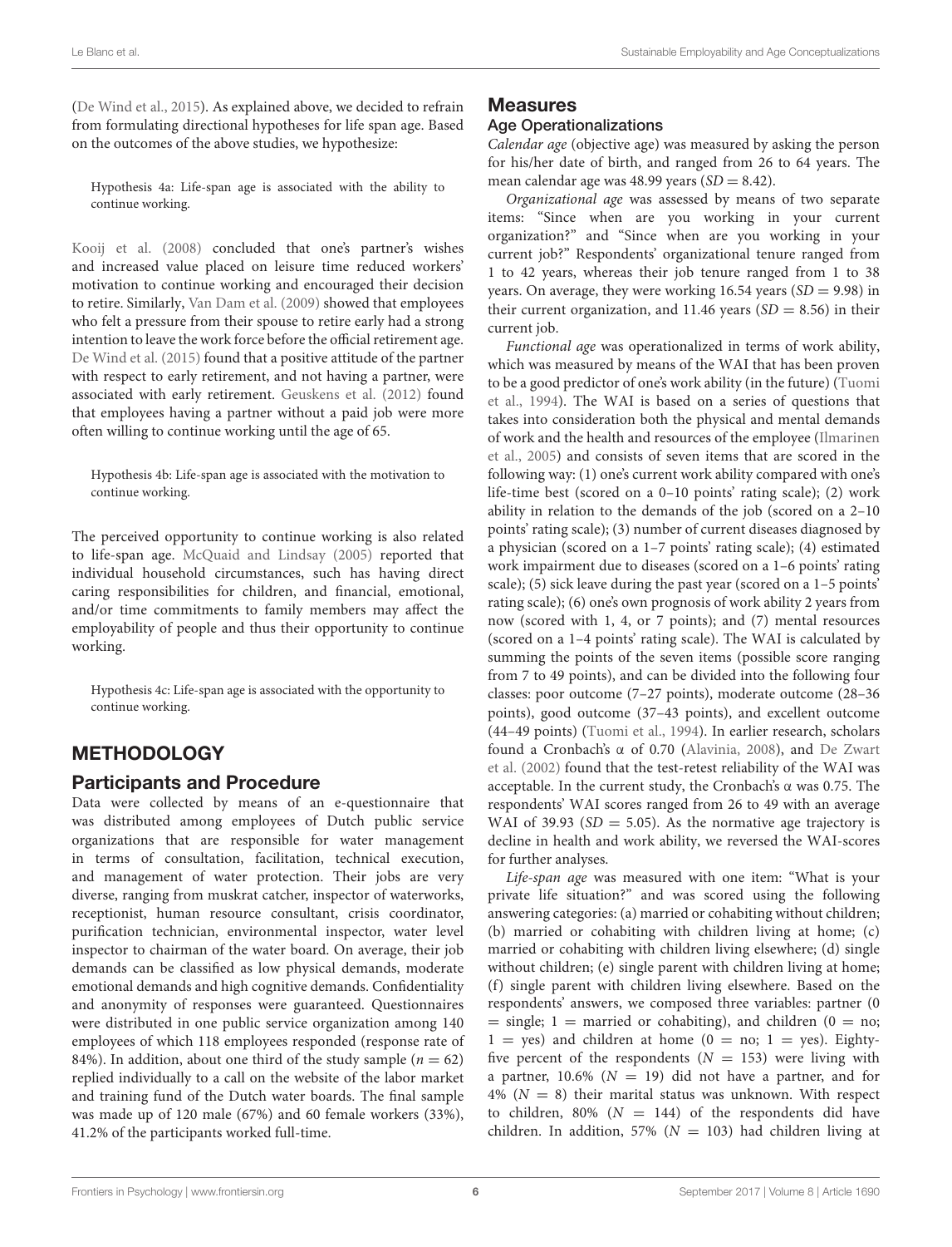(De Wind et al., 2015). As explained above, we decided to refrain from formulating directional hypotheses for life span age. Based on the outcomes of the above studies, we hypothesize:

> Hypothesis 4a: Life-span age is associated with the ability to continue working.

Kooij et al. (2008) concluded that one's partner's wishes and increased value placed on leisure time reduced workers' motivation to continue working and encouraged their decision to retire. Similarly, Van Dam et al. (2009) showed that employees who felt a pressure from their spouse to retire early had a strong intention to leave the work force before the official retirement age. De Wind et al. (2015) found that a positive attitude of the partner with respect to early retirement, and not having a partner, were associated with early retirement. Geuskens et al. (2012) found that employees having a partner without a paid job were more often willing to continue working until the age of 65.

> Hypothesis 4b: Life-span age is associated with the motivation to continue working.

The perceived opportunity to continue working is also related to life-span age. McQuaid and Lindsay (2005) reported that individual household circumstances, such has having direct caring responsibilities for children, and financial, emotional, and/or time commitments to family members may affect the employability of people and thus their opportunity to continue working.

> Hypothesis 4c: Life-span age is associated with the opportunity to continue working.

## METHODOLOGY

### Participants and Procedure

Data were collected by means of an e-questionnaire that was distributed among employees of Dutch public service organizations that are responsible for water management in terms of consultation, facilitation, technical execution, and management of water protection. Their jobs are very diverse, ranging from muskrat catcher, inspector of waterworks, receptionist, human resource consultant, crisis coordinator, purification technician, environmental inspector, water level inspector to chairman of the water board. On average, their job demands can be classified as low physical demands, moderate emotional demands and high cognitive demands. Confidentiality and anonymity of responses were guaranteed. Questionnaires were distributed in one public service organization among 140 employees of which 118 employees responded (response rate of 84%). In addition, about one third of the study sample ($n = 62$) replied individually to a call on the website of the labor market and training fund of the Dutch water boards. The final sample was made up of 120 male (67%) and 60 female workers (33%), 41.2% of the participants worked full-time.

### Measures

#### Age Operationalizations

*Calendar age* (objective age) was measured by asking the person for his/her date of birth, and ranged from 26 to 64 years. The mean calendar age was 48.99 years ($SD = 8.42$).

*Organizational age* was assessed by means of two separate items: "Since when are you working in your current organization?" and "Since when are you working in your current job?" Respondents' organizational tenure ranged from 1 to 42 years, whereas their job tenure ranged from 1 to 38 years. On average, they were working 16.54 years ($SD = 9.98$) in their current organization, and 11.46 years ($SD = 8.56$) in their current job.

*Functional age* was operationalized in terms of work ability, which was measured by means of the WAI that has been proven to be a good predictor of one's work ability (in the future) (Tuomi et al., 1994). The WAI is based on a series of questions that takes into consideration both the physical and mental demands of work and the health and resources of the employee (Ilmarinen et al., 2005) and consists of seven items that are scored in the following way: (1) one's current work ability compared with one's life-time best (scored on a 0–10 points' rating scale); (2) work ability in relation to the demands of the job (scored on a 2–10 points' rating scale); (3) number of current diseases diagnosed by a physician (scored on a 1–7 points' rating scale); (4) estimated work impairment due to diseases (scored on a 1–6 points' rating scale); (5) sick leave during the past year (scored on a 1–5 points' rating scale); (6) one's own prognosis of work ability 2 years from now (scored with 1, 4, or 7 points); and (7) mental resources (scored on a 1–4 points' rating scale). The WAI is calculated by summing the points of the seven items (possible score ranging from 7 to 49 points), and can be divided into the following four classes: poor outcome (7–27 points), moderate outcome (28–36 points), good outcome (37–43 points), and excellent outcome (44–49 points) (Tuomi et al., 1994). In earlier research, scholars found a Cronbach's α of 0.70 (Alavinia, 2008), and De Zwart et al. (2002) found that the test-retest reliability of the WAI was acceptable. In the current study, the Cronbach's α was 0.75. The respondents' WAI scores ranged from 26 to 49 with an average WAI of 39.93 ($SD = 5.05$). As the normative age trajectory is decline in health and work ability, we reversed the WAI-scores for further analyses.

*Life-span age* was measured with one item: "What is your private life situation?" and was scored using the following answering categories: (a) married or cohabiting without children; (b) married or cohabiting with children living at home; (c) married or cohabiting with children living elsewhere; (d) single without children; (e) single parent with children living at home; (f) single parent with children living elsewhere. Based on the respondents' answers, we composed three variables: partner (0 = single; 1 = married or cohabiting), and children (0 = no; 1 = yes) and children at home (0 = no; 1 = yes). Eighty-five percent of the respondents ($N = 153$) were living with a partner, 10.6% ($N = 19$) did not have a partner, and for 4% ($N = 8$) their marital status was unknown. With respect to children, 80% ($N = 144$) of the respondents did have children. In addition, 57% ($N = 103$) had children living at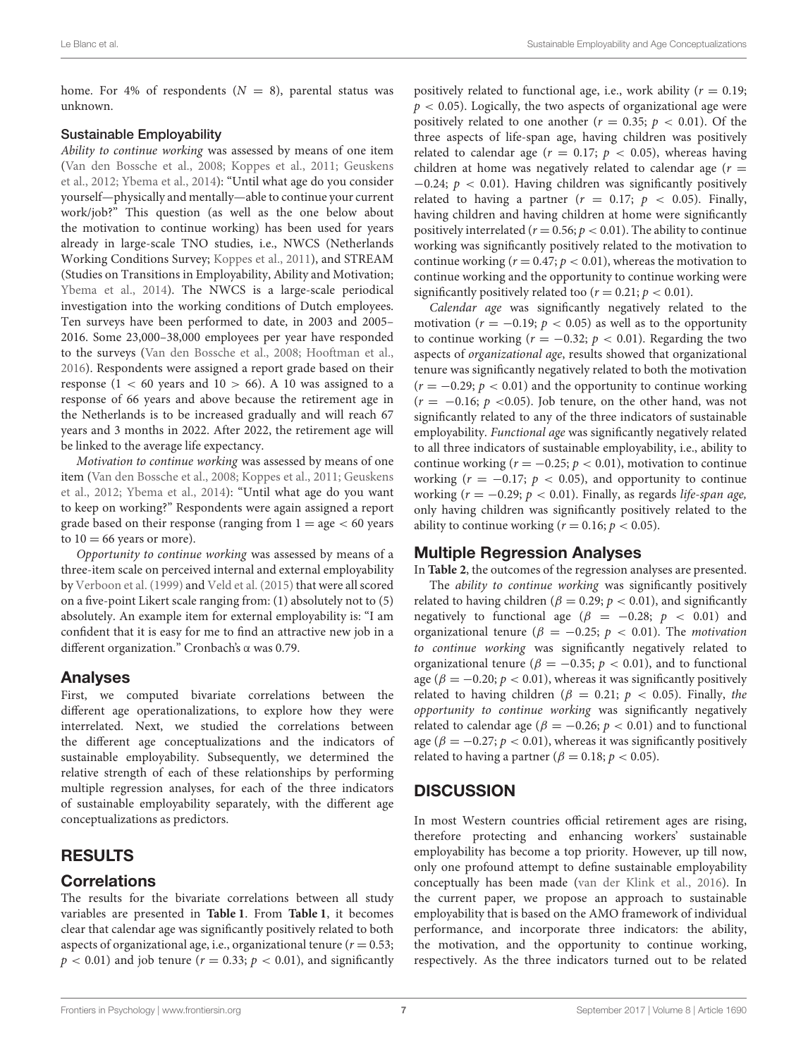home. For 4% of respondents ($N = 8$), parental status was unknown.

### Sustainable Employability

*Ability to continue working* was assessed by means of one item (Van den Bossche et al., 2008; Koppes et al., 2011; Geuskens et al., 2012; Ybema et al., 2014): "Until what age do you consider yourself—physically and mentally—able to continue your current work/job?" This question (as well as the one below about the motivation to continue working) has been used for years already in large-scale TNO studies, i.e., NWCS (Netherlands Working Conditions Survey; Koppes et al., 2011), and STREAM (Studies on Transitions in Employability, Ability and Motivation; Ybema et al., 2014). The NWCS is a large-scale periodical investigation into the working conditions of Dutch employees. Ten surveys have been performed to date, in 2003 and 2005–2016. Some 23,000–38,000 employees per year have responded to the surveys (Van den Bossche et al., 2008; Hooftman et al., 2016). Respondents were assigned a report grade based on their response ($1 < 60$ years and $10 > 66$). A 10 was assigned to a response of 66 years and above because the retirement age in the Netherlands is to be increased gradually and will reach 67 years and 3 months in 2022. After 2022, the retirement age will be linked to the average life expectancy.

*Motivation to continue working* was assessed by means of one item (Van den Bossche et al., 2008; Koppes et al., 2011; Geuskens et al., 2012; Ybema et al., 2014): "Until what age do you want to keep on working?" Respondents were again assigned a report grade based on their response (ranging from 1 = age < 60 years to 10 = 66 years or more).

*Opportunity to continue working* was assessed by means of a three-item scale on perceived internal and external employability by Verboon et al. (1999) and Veld et al. (2015) that were all scored on a five-point Likert scale ranging from: (1) absolutely not to (5) absolutely. An example item for external employability is: "I am confident that it is easy for me to find an attractive new job in a different organization." Cronbach's α was 0.79.

## Analyses

First, we computed bivariate correlations between the different age operationalizations, to explore how they were interrelated. Next, we studied the correlations between the different age conceptualizations and the indicators of sustainable employability. Subsequently, we determined the relative strength of each of these relationships by performing multiple regression analyses, for each of the three indicators of sustainable employability separately, with the different age conceptualizations as predictors.

# RESULTS

## Correlations

The results for the bivariate correlations between all study variables are presented in **Table 1**. From **Table 1**, it becomes clear that calendar age was significantly positively related to both aspects of organizational age, i.e., organizational tenure ($r = 0.53$; $p < 0.01$) and job tenure ($r = 0.33$; $p < 0.01$), and significantly positively related to functional age, i.e., work ability ($r = 0.19$; $p < 0.05$). Logically, the two aspects of organizational age were positively related to one another ($r = 0.35$; $p < 0.01$). Of the three aspects of life-span age, having children was positively related to calendar age ($r = 0.17$; $p < 0.05$), whereas having children at home was negatively related to calendar age ($r = -0.24$; $p < 0.01$). Having children was significantly positively related to having a partner ($r = 0.17$; $p < 0.05$). Finally, having children and having children at home were significantly positively interrelated ($r = 0.56$; $p < 0.01$). The ability to continue working was significantly positively related to the motivation to continue working ($r = 0.47$; $p < 0.01$), whereas the motivation to continue working and the opportunity to continue working were significantly positively related too ($r = 0.21$; $p < 0.01$).

*Calendar age* was significantly negatively related to the motivation ($r = -0.19$; $p < 0.05$) as well as to the opportunity to continue working ($r = -0.32$; $p < 0.01$). Regarding the two aspects of *organizational age*, results showed that organizational tenure was significantly negatively related to both the motivation ($r = -0.29$; $p < 0.01$) and the opportunity to continue working ($r = -0.16$; $p < 0.05$). Job tenure, on the other hand, was not significantly related to any of the three indicators of sustainable employability. *Functional age* was significantly negatively related to all three indicators of sustainable employability, i.e., ability to continue working ($r = -0.25$; $p < 0.01$), motivation to continue working ($r = -0.17$; $p < 0.05$), and opportunity to continue working ($r = -0.29$; $p < 0.01$). Finally, as regards *life-span age*, only having children was significantly positively related to the ability to continue working ($r = 0.16$; $p < 0.05$).

## Multiple Regression Analyses

In **Table 2**, the outcomes of the regression analyses are presented.

The *ability to continue working* was significantly positively related to having children ($\beta = 0.29$; $p < 0.01$), and significantly negatively to functional age ($\beta = -0.28$; $p < 0.01$) and organizational tenure ($\beta = -0.25$; $p < 0.01$). The *motivation to continue working* was significantly negatively related to organizational tenure ($\beta = -0.35$; $p < 0.01$), and to functional age ($\beta = -0.20$; $p < 0.01$), whereas it was significantly positively related to having children ($\beta = 0.21$; $p < 0.05$). Finally, *the opportunity to continue working* was significantly negatively related to calendar age ($\beta = -0.26$; $p < 0.01$) and to functional age ($\beta = -0.27$; $p < 0.01$), whereas it was significantly positively related to having a partner ($\beta = 0.18$; $p < 0.05$).

# DISCUSSION

In most Western countries official retirement ages are rising, therefore protecting and enhancing workers' sustainable employability has become a top priority. However, up till now, only one profound attempt to define sustainable employability conceptually has been made (van der Klink et al., 2016). In the current paper, we propose an approach to sustainable employability that is based on the AMO framework of individual performance, and incorporate three indicators: the ability, the motivation, and the opportunity to continue working, respectively. As the three indicators turned out to be related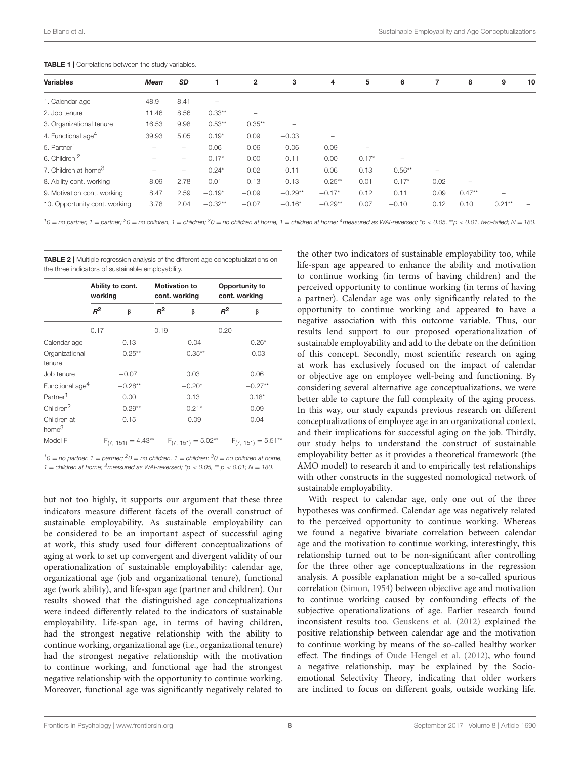**TABLE 1 |** Correlations between the study variables.

| Variables | Mean | SD | 1 | 2 | 3 | 4 | 5 | 6 | 7 | 8 | 9 | 10 |
|---|---|---|---|---|---|---|---|---|---|---|---|---|
| 1. Calendar age | 48.9 | 8.41 | – | | | | | | | | | |
| 2. Job tenure | 11.46 | 8.56 | 0.33** | – | | | | | | | | |
| 3. Organizational tenure | 16.53 | 9.98 | 0.53** | 0.35** | – | | | | | | | |
| 4. Functional age[4] | 39.93 | 5.05 | 0.19* | 0.09 | −0.03 | – | | | | | | |
| 5. Partner[1] | – | – | 0.06 | −0.06 | −0.06 | 0.09 | – | | | | | |
| 6. Children [2] | – | – | 0.17* | 0.00 | 0.11 | 0.00 | 0.17* | – | | | | |
| 7. Children at home[3] | – | – | −0.24* | 0.02 | −0.11 | −0.06 | 0.13 | 0.56** | – | | | |
| 8. Ability cont. working | 8.09 | 2.78 | 0.01 | −0.13 | −0.13 | −0.25** | 0.01 | 0.17* | 0.02 | – | | |
| 9. Motivation cont. working | 8.47 | 2.59 | −0.19* | −0.09 | −0.29** | −0.17* | 0.12 | 0.11 | 0.09 | 0.47** | – | |
| 10. Opportunity cont. working | 3.78 | 2.04 | −0.32** | −0.07 | −0.16* | −0.29** | 0.07 | −0.10 | 0.12 | 0.10 | 0.21** | – |

[1]0 = no partner, 1 = partner; [2]0 = no children, 1 = children; [3]0 = no children at home, 1 = children at home; [4]measured as WAI-reversed; *$p < 0.05$, **$p < 0.01$, two-tailed; $N = 180$.

**TABLE 2 |** Multiple regression analysis of the different age conceptualizations on the three indicators of sustainable employability.

| | Ability to cont. working | | Motivation to cont. working | | Opportunity to cont. working | |
|---|---|---|---|---|---|---|
| | $R^2$ | β | $R^2$ | β | $R^2$ | β |
| | 0.17 | | 0.19 | | 0.20 | |
| Calendar age | | 0.13 | | −0.04 | | −0.26* |
| Organizational tenure | | −0.25** | | −0.35** | | −0.03 |
| Job tenure | | −0.07 | | 0.03 | | 0.06 |
| Functional age[4] | | −0.28** | | −0.20* | | −0.27** |
| Partner[1] | | 0.00 | | 0.13 | | 0.18* |
| Children[2] | | 0.29** | | 0.21* | | −0.09 |
| Children at home[3] | | −0.15 | | −0.09 | | 0.04 |
| Model F | $F_{(7, 151)} = 4.43$** | | $F_{(7, 151)} = 5.02$** | | $F_{(7, 151)} = 5.51$** | |

[1]0 = no partner, 1 = partner; [2]0 = no children, 1 = children; [3]0 = no children at home, 1 = children at home; [4]measured as WAI-reversed; *$p < 0.05$, ** $p < 0.01$; $N = 180$.

but not too highly, it supports our argument that these three indicators measure different facets of the overall construct of sustainable employability. As sustainable employability can be considered to be an important aspect of successful aging at work, this study used four different conceptualizations of aging at work to set up convergent and divergent validity of our operationalization of sustainable employability: calendar age, organizational age (job and organizational tenure), functional age (work ability), and life-span age (partner and children). Our results showed that the distinguished age conceptualizations were indeed differently related to the indicators of sustainable employability. Life-span age, in terms of having children, had the strongest negative relationship with the ability to continue working, organizational age (i.e., organizational tenure) had the strongest negative relationship with the motivation to continue working, and functional age had the strongest negative relationship with the opportunity to continue working. Moreover, functional age was significantly negatively related to the other two indicators of sustainable employability too, while life-span age appeared to enhance the ability and motivation to continue working (in terms of having children) and the perceived opportunity to continue working (in terms of having a partner). Calendar age was only significantly related to the opportunity to continue working and appeared to have a negative association with this outcome variable. Thus, our results lend support to our proposed operationalization of sustainable employability and add to the debate on the definition of this concept. Secondly, most scientific research on aging at work has exclusively focused on the impact of calendar or objective age on employee well-being and functioning. By considering several alternative age conceptualizations, we were better able to capture the full complexity of the aging process. In this way, our study expands previous research on different conceptualizations of employee age in an organizational context, and their implications for successful aging on the job. Thirdly, our study helps to understand the construct of sustainable employability better as it provides a theoretical framework (the AMO model) to research it and to empirically test relationships with other constructs in the suggested nomological network of sustainable employability.

With respect to calendar age, only one out of the three hypotheses was confirmed. Calendar age was negatively related to the perceived opportunity to continue working. Whereas we found a negative bivariate correlation between calendar age and the motivation to continue working, interestingly, this relationship turned out to be non-significant after controlling for the three other age conceptualizations in the regression analysis. A possible explanation might be a so-called spurious correlation (Simon, 1954) between objective age and motivation to continue working caused by confounding effects of the subjective operationalizations of age. Earlier research found inconsistent results too. Geuskens et al. (2012) explained the positive relationship between calendar age and the motivation to continue working by means of the so-called healthy worker effect. The findings of Oude Hengel et al. (2012), who found a negative relationship, may be explained by the Socio-emotional Selectivity Theory, indicating that older workers are inclined to focus on different goals, outside working life.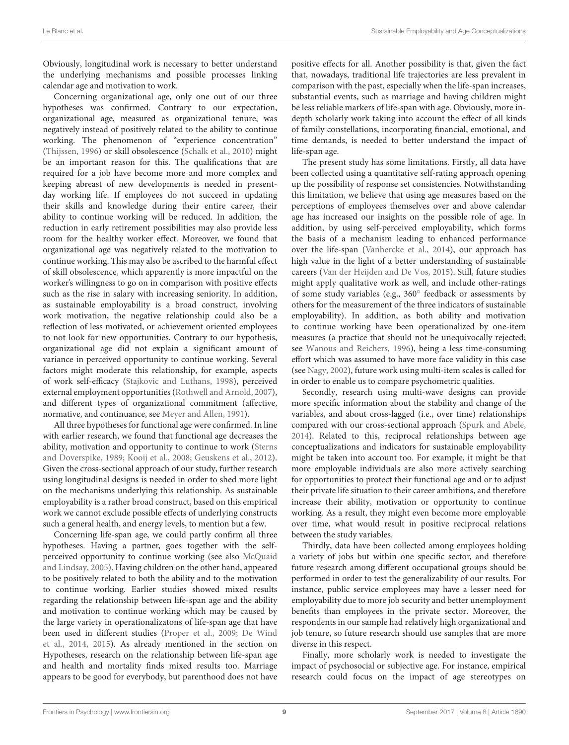Obviously, longitudinal work is necessary to better understand the underlying mechanisms and possible processes linking calendar age and motivation to work.

Concerning organizational age, only one out of our three hypotheses was confirmed. Contrary to our expectation, organizational age, measured as organizational tenure, was negatively instead of positively related to the ability to continue working. The phenomenon of "experience concentration" (Thijssen, 1996) or skill obsolescence (Schalk et al., 2010) might be an important reason for this. The qualifications that are required for a job have become more and more complex and keeping abreast of new developments is needed in present-day working life. If employees do not succeed in updating their skills and knowledge during their entire career, their ability to continue working will be reduced. In addition, the reduction in early retirement possibilities may also provide less room for the healthy worker effect. Moreover, we found that organizational age was negatively related to the motivation to continue working. This may also be ascribed to the harmful effect of skill obsolescence, which apparently is more impactful on the worker's willingness to go on in comparison with positive effects such as the rise in salary with increasing seniority. In addition, as sustainable employability is a broad construct, involving work motivation, the negative relationship could also be a reflection of less motivated, or achievement oriented employees to not look for new opportunities. Contrary to our hypothesis, organizational age did not explain a significant amount of variance in perceived opportunity to continue working. Several factors might moderate this relationship, for example, aspects of work self-efficacy (Stajkovic and Luthans, 1998), perceived external employment opportunities (Rothwell and Arnold, 2007), and different types of organizational commitment (affective, normative, and continuance, see Meyer and Allen, 1991).

All three hypotheses for functional age were confirmed. In line with earlier research, we found that functional age decreases the ability, motivation and opportunity to continue to work (Sterns and Doverspike, 1989; Kooij et al., 2008; Geuskens et al., 2012). Given the cross-sectional approach of our study, further research using longitudinal designs is needed in order to shed more light on the mechanisms underlying this relationship. As sustainable employability is a rather broad construct, based on this empirical work we cannot exclude possible effects of underlying constructs such a general health, and energy levels, to mention but a few.

Concerning life-span age, we could partly confirm all three hypotheses. Having a partner, goes together with the self-perceived opportunity to continue working (see also McQuaid and Lindsay, 2005). Having children on the other hand, appeared to be positively related to both the ability and to the motivation to continue working. Earlier studies showed mixed results regarding the relationship between life-span age and the ability and motivation to continue working which may be caused by the large variety in operationalizatons of life-span age that have been used in different studies (Proper et al., 2009; De Wind et al., 2014, 2015). As already mentioned in the section on Hypotheses, research on the relationship between life-span age and health and mortality finds mixed results too. Marriage appears to be good for everybody, but parenthood does not have positive effects for all. Another possibility is that, given the fact that, nowadays, traditional life trajectories are less prevalent in comparison with the past, especially when the life-span increases, substantial events, such as marriage and having children might be less reliable markers of life-span with age. Obviously, more in-depth scholarly work taking into account the effect of all kinds of family constellations, incorporating financial, emotional, and time demands, is needed to better understand the impact of life-span age.

The present study has some limitations. Firstly, all data have been collected using a quantitative self-rating approach opening up the possibility of response set consistencies. Notwithstanding this limitation, we believe that using age measures based on the perceptions of employees themselves over and above calendar age has increased our insights on the possible role of age. In addition, by using self-perceived employability, which forms the basis of a mechanism leading to enhanced performance over the life-span (Vanhercke et al., 2014), our approach has high value in the light of a better understanding of sustainable careers (Van der Heijden and De Vos, 2015). Still, future studies might apply qualitative work as well, and include other-ratings of some study variables (e.g., 360° feedback or assessments by others for the measurement of the three indicators of sustainable employability). In addition, as both ability and motivation to continue working have been operationalized by one-item measures (a practice that should not be unequivocally rejected; see Wanous and Reichers, 1996), being a less time-consuming effort which was assumed to have more face validity in this case (see Nagy, 2002), future work using multi-item scales is called for in order to enable us to compare psychometric qualities.

Secondly, research using multi-wave designs can provide more specific information about the stability and change of the variables, and about cross-lagged (i.e., over time) relationships compared with our cross-sectional approach (Spurk and Abele, 2014). Related to this, reciprocal relationships between age conceptualizations and indicators for sustainable employability might be taken into account too. For example, it might be that more employable individuals are also more actively searching for opportunities to protect their functional age and or to adjust their private life situation to their career ambitions, and therefore increase their ability, motivation or opportunity to continue working. As a result, they might even become more employable over time, what would result in positive reciprocal relations between the study variables.

Thirdly, data have been collected among employees holding a variety of jobs but within one specific sector, and therefore future research among different occupational groups should be performed in order to test the generalizability of our results. For instance, public service employees may have a lesser need for employability due to more job security and better unemployment benefits than employees in the private sector. Moreover, the respondents in our sample had relatively high organizational and job tenure, so future research should use samples that are more diverse in this respect.

Finally, more scholarly work is needed to investigate the impact of psychosocial or subjective age. For instance, empirical research could focus on the impact of age stereotypes on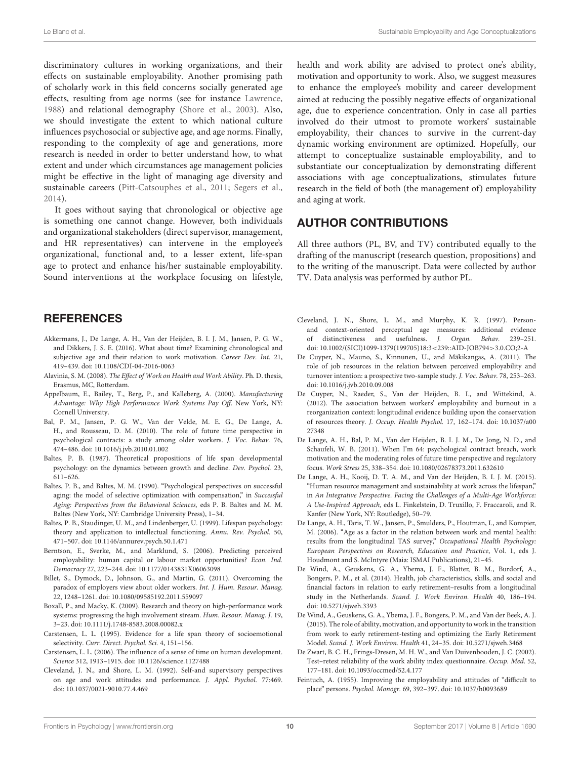discriminatory cultures in working organizations, and their effects on sustainable employability. Another promising path of scholarly work in this field concerns socially generated age effects, resulting from age norms (see for instance Lawrence, 1988) and relational demography (Shore et al., 2003). Also, we should investigate the extent to which national culture influences psychosocial or subjective age, and age norms. Finally, responding to the complexity of age and generations, more research is needed in order to better understand how, to what extent and under which circumstances age management policies might be effective in the light of managing age diversity and sustainable careers (Pitt-Catsouphes et al., 2011; Segers et al., 2014).

It goes without saying that chronological or objective age is something one cannot change. However, both individuals and organizational stakeholders (direct supervisor, management, and HR representatives) can intervene in the employee's organizational, functional and, to a lesser extent, life-span age to protect and enhance his/her sustainable employability. Sound interventions at the workplace focusing on lifestyle, health and work ability are advised to protect one's ability, motivation and opportunity to work. Also, we suggest measures to enhance the employee's mobility and career development aimed at reducing the possibly negative effects of organizational age, due to experience concentration. Only in case all parties involved do their utmost to promote workers' sustainable employability, their chances to survive in the current-day dynamic working environment are optimized. Hopefully, our attempt to conceptualize sustainable employability, and to substantiate our conceptualization by demonstrating different associations with age conceptualizations, stimulates future research in the field of both (the management of) employability and aging at work.

## AUTHOR CONTRIBUTIONS

All three authors (PL, BV, and TV) contributed equally to the drafting of the manuscript (research question, propositions) and to the writing of the manuscript. Data were collected by author TV. Data analysis was performed by author PL.

## REFERENCES

Akkermans, J., De Lange, A. H., Van der Heijden, B. I. J. M., Jansen, P. G. W., and Dikkers, J. S. E. (2016). What about time? Examining chronological and subjective age and their relation to work motivation. *Career Dev. Int.* 21, 419–439. doi: 10.1108/CDI-04-2016-0063

Alavinia, S. M. (2008). *The Effect of Work on Health and Work Ability*. Ph. D. thesis, Erasmus, MC, Rotterdam.

Appelbaum, E., Bailey, T., Berg, P., and Kalleberg, A. (2000). *Manufacturing Advantage: Why High Performance Work Systems Pay Off*. New York, NY: Cornell University.

Bal, P. M., Jansen, P. G. W., Van der Velde, M. E. G., De Lange, A. H., and Rousseau, D. M. (2010). The role of future time perspective in psychological contracts: a study among older workers. *J. Voc. Behav.* 76, 474–486. doi: 10.1016/j.jvb.2010.01.002

Baltes, P. B. (1987). Theoretical propositions of life span developmental psychology: on the dynamics between growth and decline. *Dev. Psychol.* 23, 611–626.

Baltes, P. B., and Baltes, M. M. (1990). "Psychological perspectives on successful aging: the model of selective optimization with compensation," in *Successful Aging: Perspectives from the Behavioral Sciences,* eds P. B. Baltes and M. M. Baltes (New York, NY: Cambridge University Press), 1–34.

Baltes, P. B., Staudinger, U. M., and Lindenberger, U. (1999). Lifespan psychology: theory and application to intellectual functioning. *Annu. Rev. Psychol.* 50, 471–507. doi: 10.1146/annurev.psych.50.1.471

Berntson, E., Sverke, M., and Marklund, S. (2006). Predicting perceived employability: human capital or labour market opportunities? *Econ. Ind. Democracy* 27, 223–244. doi: 10.1177/0143831X06063098

Billet, S., Dymock, D., Johnson, G., and Martin, G. (2011). Overcoming the paradox of employers view about older workers. *Int. J. Hum. Resour. Manag.* 22, 1248–1261. doi: 10.1080/09585192.2011.559097

Boxall, P., and Macky, K. (2009). Research and theory on high-performance work systems: progressing the high involvement stream. *Hum. Resour. Manag. J.* 19, 3–23. doi: 10.1111/j.1748-8583.2008.00082.x

Carstensen, L. L. (1995). Evidence for a life span theory of socioemotional selectivity. *Curr. Direct. Psychol. Sci.* 4, 151–156.

Carstensen, L. L. (2006). The influence of a sense of time on human development. *Science* 312, 1913–1915. doi: 10.1126/science.1127488

Cleveland, J. N., and Shore, L. M. (1992). Self-and supervisory perspectives on age and work attitudes and performance. *J. Appl. Psychol*. 77:469. doi: 10.1037/0021-9010.77.4.469

Cleveland, J. N., Shore, L. M., and Murphy, K. R. (1997). Person-and context-oriented perceptual age measures: additional evidence of distinctiveness and usefulness. *J. Organ. Behav*. 239–251. doi: 10.1002/(SICI)1099-1379(199705)18:3<239::AID-JOB794>3.0.CO;2-A

De Cuyper, N., Mauno, S., Kinnunen, U., and Mäkikangas, A. (2011). The role of job resources in the relation between perceived employability and turnover intention: a prospective two-sample study. *J. Voc. Behav.* 78, 253–263. doi: 10.1016/j.jvb.2010.09.008

De Cuyper, N., Raeder, S., Van der Heijden, B. I., and Wittekind, A. (2012). The association between workers' employability and burnout in a reorganization context: longitudinal evidence building upon the conservation of resources theory. *J. Occup. Health Psychol.* 17, 162–174. doi: 10.1037/a0027348

De Lange, A. H., Bal, P. M., Van der Heijden, B. I. J. M., De Jong, N. D., and Schaufeli, W. B. (2011). When I'm 64: psychological contract breach, work motivation and the moderating roles of future time perspective and regulatory focus. *Work Stress* 25, 338–354. doi: 10.1080/02678373.2011.632610

De Lange, A. H., Kooij, D. T. A. M., and Van der Heijden, B. I. J. M. (2015). "Human resource management and sustainability at work across the lifespan," in *An Integrative Perspective. Facing the Challenges of a Multi-Age Workforce: A Use-Inspired Approach,* eds L. Finkelstein, D. Truxillo, F. Fraccaroli, and R. Kanfer (New York, NY: Routledge), 50–79.

De Lange, A. H., Taris, T. W., Jansen, P., Smulders, P., Houtman, I., and Kompier, M. (2006). "Age as a factor in the relation between work and mental health: results from the longitudinal TAS survey," *Occupational Health Psychology: European Perspectives on Research, Education and Practice*, Vol. 1, eds J. Houdmont and S. McIntyre (Maia: ISMAI Publications), 21–45.

De Wind, A., Geuskens, G. A., Ybema, J. F., Blatter, B. M., Burdorf, A., Bongers, P. M., et al. (2014). Health, job characteristics, skills, and social and financial factors in relation to early retirement–results from a longitudinal study in the Netherlands. *Scand. J. Work Environ. Health* 40, 186–194. doi: 10.5271/sjweh.3393

De Wind, A., Geuskens, G. A., Ybema, J. F., Bongers, P. M., and Van der Beek, A. J. (2015). The role of ability, motivation, and opportunity to work in the transition from work to early retirement-testing and optimizing the Early Retirement Model. *Scand. J. Work Environ. Health* 41, 24–35. doi: 10.5271/sjweh.3468

De Zwart, B. C. H., Frings-Dresen, M. H. W., and Van Duivenbooden, J. C. (2002). Test–retest reliability of the work ability index questionnaire. *Occup. Med.* 52, 177–181. doi: 10.1093/occmed/52.4.177

Feintuch, A. (1955). Improving the employability and attitudes of "difficult to place" persons. *Psychol. Monogr.* 69, 392–397. doi: 10.1037/h0093689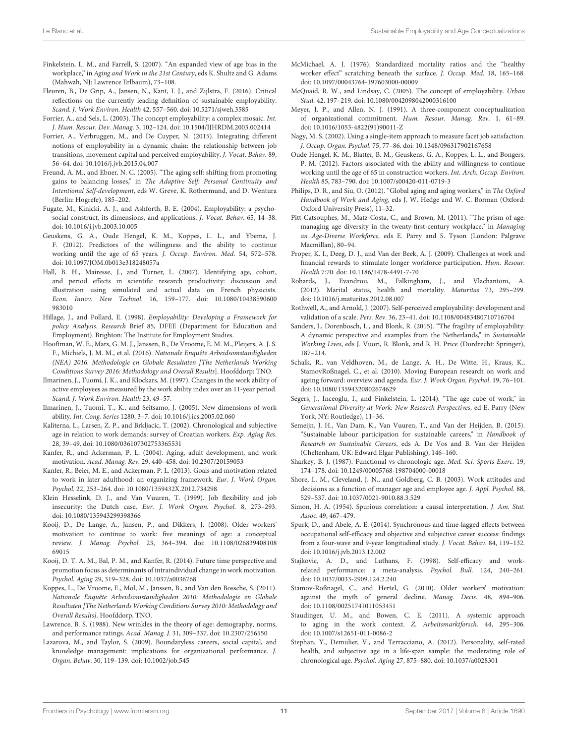Finkelstein, L. M., and Farrell, S. (2007). "An expanded view of age bias in the workplace," in *Aging and Work in the 21st Century*, eds K. Shultz and G. Adams (Mahwah, NJ: Lawrence Erlbaum), 73–108.

Fleuren, B., De Grip, A., Jansen, N., Kant, I. J., and Zijlstra, F. (2016). Critical reflections on the currently leading definition of sustainable employability. *Scand. J. Work Environ. Health* 42, 557–560. doi: 10.5271/sjweh.3585

Forrier, A., and Sels, L. (2003). The concept employability: a complex mosaic. *Int. J. Hum. Resour. Dev. Manag.* 3, 102–124. doi: 10.1504/IJHRDM.2003.002414

Forrier, A., Verbruggen, M., and De Cuyper, N. (2015). Integrating different notions of employability in a dynamic chain: the relationship between job transitions, movement capital and perceived employability. *J. Vocat. Behav.* 89, 56–64. doi: 10.1016/j.jvb.2015.04.007

Freund, A. M., and Ebner, N. C. (2005). "The aging self: shifting from promoting gains to balancing losses," in *The Adaptive Self: Personal Continuity and Intentional Self-development*, eds W. Greve, K. Rothermund, and D. Wentura (Berlin: Hogrefe), 185–202.

Fugate, M., Kinicki, A. J., and Ashforth, B. E. (2004). Employability: a psycho-social construct, its dimensions, and applications. *J. Vocat. Behav*. 65, 14–38. doi: 10.1016/j.jvb.2003.10.005

Geuskens, G. A., Oude Hengel, K. M., Koppes, L. L., and Ybema, J. F. (2012). Predictors of the willingness and the ability to continue working until the age of 65 years. *J. Occup. Environ. Med.* 54, 572–578. doi: 10.1097/JOM.0b013e318248057a

Hall, B. H., Mairesse, J., and Turner, L. (2007). Identifying age, cohort, and period effects in scientific research productivity: discussion and illustration using simulated and actual data on French physicists. *Econ. Innov. New Technol.* 16, 159–177. doi: 10.1080/10438590600983010

Hillage, J., and Pollard, E. (1998). *Employability: Developing a Framework for policy Analysis. Research* Brief 85, DFEE (Department for Education and Employment). Brighton: The Institute for Employment Studies.

Hooftman, W. E., Mars, G. M. J., Janssen, B., De Vroome, E. M. M., Pleijers, A. J. S. F., Michiels, J. M. M., et al. (2016). *Nationale Enquête Arbeidsomstandigheden (NEA) 2016. Methodologie en Globale Resultaten [The Netherlands Working Conditions Survey 2016: Methodology and Overall Results*]. Hoofddorp: TNO.

Ilmarinen, J., Tuomi, J. K., and Klockars, M. (1997). Changes in the work ability of active employees as measured by the work ability index over an 11-year period. *Scand. J. Work Environ. Health* 23, 49–57.

Ilmarinen, J., Tuomi, T., K., and Seitsamo, J. (2005). New dimensions of work ability. *Int. Cong. Series* 1280, 3–7. doi: 10.1016/j.ics.2005.02.060

Kaliterna, L., Larsen, Z. P., and Brkljacic, T. (2002). Chronological and subjective age in relation to work demands: survey of Croatian workers. *Exp. Aging Res*. 28, 39–49. doi: 10.1080/036107302753365531

Kanfer, R., and Ackerman, P. L. (2004). Aging, adult development, and work motivation. *Acad. Manag. Rev*. 29, 440–458. doi: 10.2307/20159053

Kanfer, R., Beier, M. E., and Ackerman, P. L. (2013). Goals and motivation related to work in later adulthood: an organizing framework. *Eur. J. Work Organ. Psychol.* 22, 253–264. doi: 10.1080/1359432X.2012.734298

Klein Hesselink, D. J., and Van Vuuren, T. (1999). Job flexibility and job insecurity: the Dutch case. *Eur. J. Work Organ. Psychol*. 8, 273–293. doi: 10.1080/135943299398366

Kooij, D., De Lange, A., Jansen, P., and Dikkers, J. (2008). Older workers' motivation to continue to work: five meanings of age: a conceptual review. *J. Manag. Psychol*. 23, 364–394. doi: 10.1108/02683940810869015

Kooij, D. T. A. M., Bal, P. M., and Kanfer, R. (2014). Future time perspective and promotion focus as determinants of intraindividual change in work motivation. *Psychol. Aging* 29, 319–328. doi: 10.1037/a0036768

Koppes, L., De Vroome, E., Mol, M., Janssen, B., and Van den Bossche, S. (2011). *Nationale Enquête Arbeidsomstandigheden 2010: Methodologie en Globale Resultaten [The Netherlands Working Conditions Survey 2010: Methodology and Overall Results]*. Hoofddorp, TNO.

Lawrence, B. S. (1988). New wrinkles in the theory of age: demography, norms, and performance ratings. *Acad. Manag. J*. 31, 309–337. doi: 10.2307/256550

Lazarova, M., and Taylor, S. (2009). Boundaryless careers, social capital, and knowledge management: implications for organizational performance. *J. Organ. Behav*. 30, 119–139. doi: 10.1002/job.545

McMichael, A. J. (1976). Standardized mortality ratios and the "healthy worker effect" scratching beneath the surface. *J. Occup. Med.* 18, 165–168. doi: 10.1097/00043764-197603000-00009

McQuaid, R. W., and Lindsay, C. (2005). The concept of employability. *Urban Stud*. 42, 197–219. doi: 10.1080/0042098042000316100

Meyer, J. P., and Allen, N. J. (1991). A three-component conceptualization of organizational commitment. *Hum. Resour. Manag. Rev*. 1, 61–89. doi: 10.1016/1053-4822(91)90011-Z

Nagy, M. S. (2002). Using a single-item approach to measure facet job satisfaction. *J. Occup. Organ. Psychol*. 75, 77–86. doi: 10.1348/096317902167658

Oude Hengel, K. M., Blatter, B. M., Geuskens, G. A., Koppes, L. L., and Bongers, P. M. (2012). Factors associated with the ability and willingness to continue working until the age of 65 in construction workers. *Int. Arch. Occup. Environ. Health* 85, 783–790. doi: 10.1007/s00420-011-0719-3

Philips, D. R., and Siu, O. (2012). "Global aging and aging workers," in *The Oxford Handbook of Work and Aging,* eds J. W. Hedge and W. C. Borman (Oxford: Oxford University Press), 11–32.

Pitt-Catsouphes, M., Matz-Costa, C., and Brown, M. (2011). "The prism of age: managing age diversity in the twenty-first-century workplace," in *Managing an Age-Diverse Workforce,* eds E. Parry and S. Tyson (London: Palgrave Macmillan), 80–94.

Proper, K. I., Deeg, D. J., and Van der Beek, A. J. (2009). Challenges at work and financial rewards to stimulate longer workforce participation. *Hum. Resour. Health* 7:70. doi: 10.1186/1478-4491-7-70

Robards, J., Evandrou, M., Falkingham, J., and Vlachantoni, A. (2012). Marital status, health and mortality. *Maturitas* 73, 295–299. doi: 10.1016/j.maturitas.2012.08.007

Rothwell, A., and Arnold, J. (2007). Self-perceived employability: development and validation of a scale. *Pers. Rev*. 36, 23–41. doi: 10.1108/00483480710716704

Sanders, J., Dorenbosch, L., and Blonk, R. (2015). "The fragility of employability: A dynamic perspective and examples from the Netherlands," in *Sustainable Working Lives*, eds J. Vuori, R. Blonk, and R. H. Price (Dordrecht: Springer), 187–214.

Schalk, R., van Veldhoven, M., de Lange, A. H., De Witte, H., Kraus, K., StamovRoßnagel, C., et al. (2010). Moving European research on work and ageing forward: overview and agenda. *Eur. J. Work Organ. Psychol*. 19, 76–101. doi: 10.1080/13594320802674629

Segers, J., Inceoglu, I., and Finkelstein, L. (2014). "The age cube of work," in *Generational Diversity at Work: New Research Perspectives*, ed E. Parry (New York, NY: Routledge), 11–36.

Semeijn, J. H., Van Dam, K., Van Vuuren, T., and Van der Heijden, B. (2015). "Sustainable labour participation for sustainable careers," in *Handbook of Research on Sustainable Careers*, eds A. De Vos and B. Van der Heijden (Cheltenham, UK: Edward Elgar Publishing), 146–160.

Sharkey, B. J. (1987). Functional vs chronologic age. *Med. Sci. Sports Exerc*. 19, 174–178. doi: 10.1249/00005768-198704000-00018

Shore, L. M., Cleveland, J. N., and Goldberg, C. B. (2003). Work attitudes and decisions as a function of manager age and employee age. *J. Appl. Psychol*. 88, 529–537. doi: 10.1037/0021-9010.88.3.529

Simon, H. A. (1954). Spurious correlation: a causal interpretation. *J. Am. Stat. Assoc*. 49, 467–479.

Spurk, D., and Abele, A. E. (2014). Synchronous and time-lagged effects between occupational self-efficacy and objective and subjective career success: findings from a four-wave and 9-year longitudinal study. *J. Vocat. Behav*. 84, 119–132. doi: 10.1016/j.jvb.2013.12.002

Stajkovic, A. D., and Luthans, F. (1998). Self-efficacy and work-related performance: a meta-analysis. *Psychol. Bull*. 124, 240–261. doi: 10.1037/0033-2909.124.2.240

Stamov-Roßnagel, C., and Hertel, G. (2010). Older workers' motivation: against the myth of general decline. *Manag. Decis.* 48, 894–906. doi: 10.1108/00251741011053451

Staudinger, U. M., and Bowen, C. E. (2011). A systemic approach to aging in the work context. *Z. Arbeitsmarktforsch.* 44, 295–306. doi: 10.1007/s12651-011-0086-2

Stephan, Y., Demulier, V., and Terracciano, A. (2012). Personality, self-rated health, and subjective age in a life-span sample: the moderating role of chronological age. *Psychol. Aging* 27, 875–880. doi: 10.1037/a0028301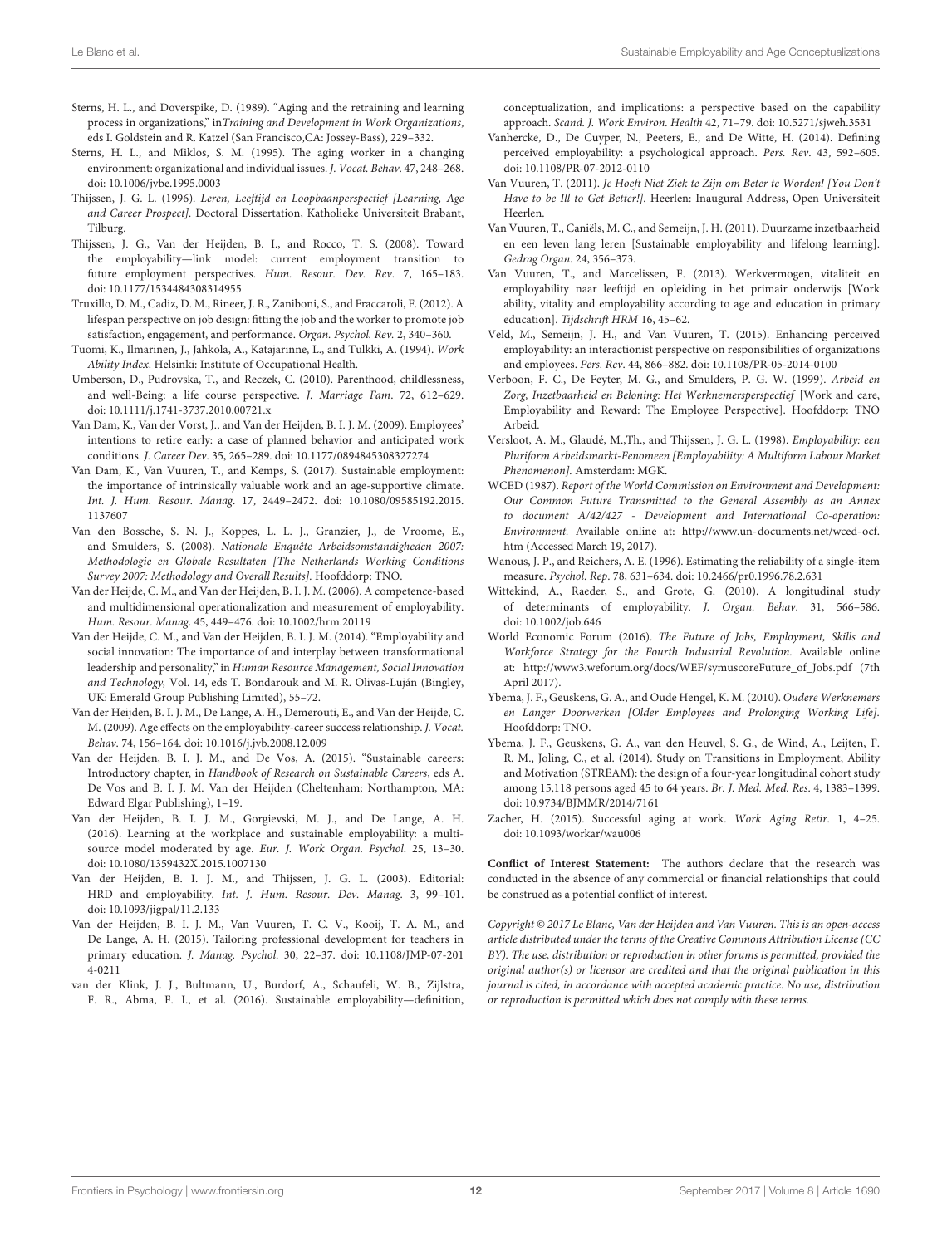Sterns, H. L., and Doverspike, D. (1989). "Aging and the retraining and learning process in organizations," in *Training and Development in Work Organizations*, eds I. Goldstein and R. Katzel (San Francisco,CA: Jossey-Bass), 229–332.

Sterns, H. L., and Miklos, S. M. (1995). The aging worker in a changing environment: organizational and individual issues. *J. Vocat. Behav*. 47, 248–268. doi: 10.1006/jvbe.1995.0003

Thijssen, J. G. L. (1996). *Leren, Leeftijd en Loopbaanperspectief [Learning, Age and Career Prospect]*. Doctoral Dissertation, Katholieke Universiteit Brabant, Tilburg.

Thijssen, J. G., Van der Heijden, B. I., and Rocco, T. S. (2008). Toward the employability—link model: current employment transition to future employment perspectives. *Hum. Resour. Dev. Rev*. 7, 165–183. doi: 10.1177/1534484308314955

Truxillo, D. M., Cadiz, D. M., Rineer, J. R., Zaniboni, S., and Fraccaroli, F. (2012). A lifespan perspective on job design: fitting the job and the worker to promote job satisfaction, engagement, and performance. *Organ. Psychol. Rev*. 2, 340–360.

Tuomi, K., Ilmarinen, J., Jahkola, A., Katajarinne, L., and Tulkki, A. (1994). *Work Ability Index*. Helsinki: Institute of Occupational Health.

Umberson, D., Pudrovska, T., and Reczek, C. (2010). Parenthood, childlessness, and well-Being: a life course perspective. *J. Marriage Fam*. 72, 612–629. doi: 10.1111/j.1741-3737.2010.00721.x

Van Dam, K., Van der Vorst, J., and Van der Heijden, B. I. J. M. (2009). Employees' intentions to retire early: a case of planned behavior and anticipated work conditions. *J. Career Dev*. 35, 265–289. doi: 10.1177/0894845308327274

Van Dam, K., Van Vuuren, T., and Kemps, S. (2017). Sustainable employment: the importance of intrinsically valuable work and an age-supportive climate. *Int. J. Hum. Resour. Manag*. 17, 2449–2472. doi: 10.1080/09585192.2015.1137607

Van den Bossche, S. N. J., Koppes, L. L. J., Granzier, J., de Vroome, E., and Smulders, S. (2008). *Nationale Enquête Arbeidsomstandigheden 2007: Methodologie en Globale Resultaten [The Netherlands Working Conditions Survey 2007: Methodology and Overall Results]*. Hoofddorp: TNO.

Van der Heijde, C. M., and Van der Heijden, B. I. J. M. (2006). A competence-based and multidimensional operationalization and measurement of employability. *Hum. Resour. Manag*. 45, 449–476. doi: 10.1002/hrm.20119

Van der Heijde, C. M., and Van der Heijden, B. I. J. M. (2014). "Employability and social innovation: The importance of and interplay between transformational leadership and personality," in *Human Resource Management, Social Innovation and Technology*, Vol. 14, eds T. Bondarouk and M. R. Olivas-Luján (Bingley, UK: Emerald Group Publishing Limited), 55–72.

Van der Heijden, B. I. J. M., De Lange, A. H., Demerouti, E., and Van der Heijde, C. M. (2009). Age effects on the employability-career success relationship. *J. Vocat. Behav*. 74, 156–164. doi: 10.1016/j.jvb.2008.12.009

Van der Heijden, B. I. J. M., and De Vos, A. (2015). "Sustainable careers: Introductory chapter, in *Handbook of Research on Sustainable Careers*, eds A. De Vos and B. I. J. M. Van der Heijden (Cheltenham; Northampton, MA: Edward Elgar Publishing), 1–19.

Van der Heijden, B. I. J. M., Gorgievski, M. J., and De Lange, A. H. (2016). Learning at the workplace and sustainable employability: a multi-source model moderated by age. *Eur. J. Work Organ. Psychol*. 25, 13–30. doi: 10.1080/1359432X.2015.1007130

Van der Heijden, B. I. J. M., and Thijssen, J. G. L. (2003). Editorial: HRD and employability. *Int. J. Hum. Resour. Dev. Manag*. 3, 99–101. doi: 10.1093/jigpal/11.2.133

Van der Heijden, B. I. J. M., Van Vuuren, T. C. V., Kooij, T. A. M., and De Lange, A. H. (2015). Tailoring professional development for teachers in primary education. *J. Manag. Psychol*. 30, 22–37. doi: 10.1108/JMP-07-2014-0211

van der Klink, J. J., Bultmann, U., Burdorf, A., Schaufeli, W. B., Zijlstra, F. R., Abma, F. I., et al. (2016). Sustainable employability—definition, conceptualization, and implications: a perspective based on the capability approach. *Scand. J. Work Environ. Health* 42, 71–79. doi: 10.5271/sjweh.3531

Vanhercke, D., De Cuyper, N., Peeters, E., and De Witte, H. (2014). Defining perceived employability: a psychological approach. *Pers. Rev*. 43, 592–605. doi: 10.1108/PR-07-2012-0110

Van Vuuren, T. (2011). *Je Hoeft Niet Ziek te Zijn om Beter te Worden! [You Don't Have to be Ill to Get Better!]*. Heerlen: Inaugural Address, Open Universiteit Heerlen.

Van Vuuren, T., Caniëls, M. C., and Semeijn, J. H. (2011). Duurzame inzetbaarheid en een leven lang leren [Sustainable employability and lifelong learning]. *Gedrag Organ*. 24, 356–373.

Van Vuuren, T., and Marcelissen, F. (2013). Werkvermogen, vitaliteit en employability naar leeftijd en opleiding in het primair onderwijs [Work ability, vitality and employability according to age and education in primary education]. *Tijdschrift HRM* 16, 45–62.

Veld, M., Semeijn, J. H., and Van Vuuren, T. (2015). Enhancing perceived employability: an interactionist perspective on responsibilities of organizations and employees. *Pers. Rev*. 44, 866–882. doi: 10.1108/PR-05-2014-0100

Verboon, F. C., De Feyter, M. G., and Smulders, P. G. W. (1999). *Arbeid en Zorg, Inzetbaarheid en Beloning: Het Werknemersperspectief* [Work and care, Employability and Reward: The Employee Perspective]. Hoofddorp: TNO Arbeid.

Versloot, A. M., Glaudé, M.,Th., and Thijssen, J. G. L. (1998). *Employability: een Pluriform Arbeidsmarkt-Fenomeen [Employability: A Multiform Labour Market Phenomenon]*. Amsterdam: MGK.

WCED (1987). *Report of the World Commission on Environment and Development: Our Common Future Transmitted to the General Assembly as an Annex to document A/42/427 - Development and International Co-operation: Environment*. Available online at: http://www.un-documents.net/wced-ocf.htm (Accessed March 19, 2017).

Wanous, J. P., and Reichers, A. E. (1996). Estimating the reliability of a single-item measure. *Psychol. Rep*. 78, 631–634. doi: 10.2466/pr0.1996.78.2.631

Wittekind, A., Raeder, S., and Grote, G. (2010). A longitudinal study of determinants of employability. *J. Organ. Behav*. 31, 566–586. doi: 10.1002/job.646

World Economic Forum (2016). *The Future of Jobs, Employment, Skills and Workforce Strategy for the Fourth Industrial Revolution*. Available online at: http://www3.weforum.org/docs/WEF/symuscoreFuture_of_Jobs.pdf (7th April 2017).

Ybema, J. F., Geuskens, G. A., and Oude Hengel, K. M. (2010). *Oudere Werknemers en Langer Doorwerken [Older Employees and Prolonging Working Life]*. Hoofddorp: TNO.

Ybema, J. F., Geuskens, G. A., van den Heuvel, S. G., de Wind, A., Leijten, F. R. M., Joling, C., et al. (2014). Study on Transitions in Employment, Ability and Motivation (STREAM): the design of a four-year longitudinal cohort study among 15,118 persons aged 45 to 64 years. *Br. J. Med. Med. Res*. 4, 1383–1399. doi: 10.9734/BJMMR/2014/7161

Zacher, H. (2015). Successful aging at work. *Work Aging Retir*. 1, 4–25. doi: 10.1093/workar/wau006

**Conflict of Interest Statement:** The authors declare that the research was conducted in the absence of any commercial or financial relationships that could be construed as a potential conflict of interest.

*Copyright © 2017 Le Blanc, Van der Heijden and Van Vuuren. This is an open-access article distributed under the terms of the Creative Commons Attribution License (CC BY). The use, distribution or reproduction in other forums is permitted, provided the original author(s) or licensor are credited and that the original publication in this journal is cited, in accordance with accepted academic practice. No use, distribution or reproduction is permitted which does not comply with these terms.*